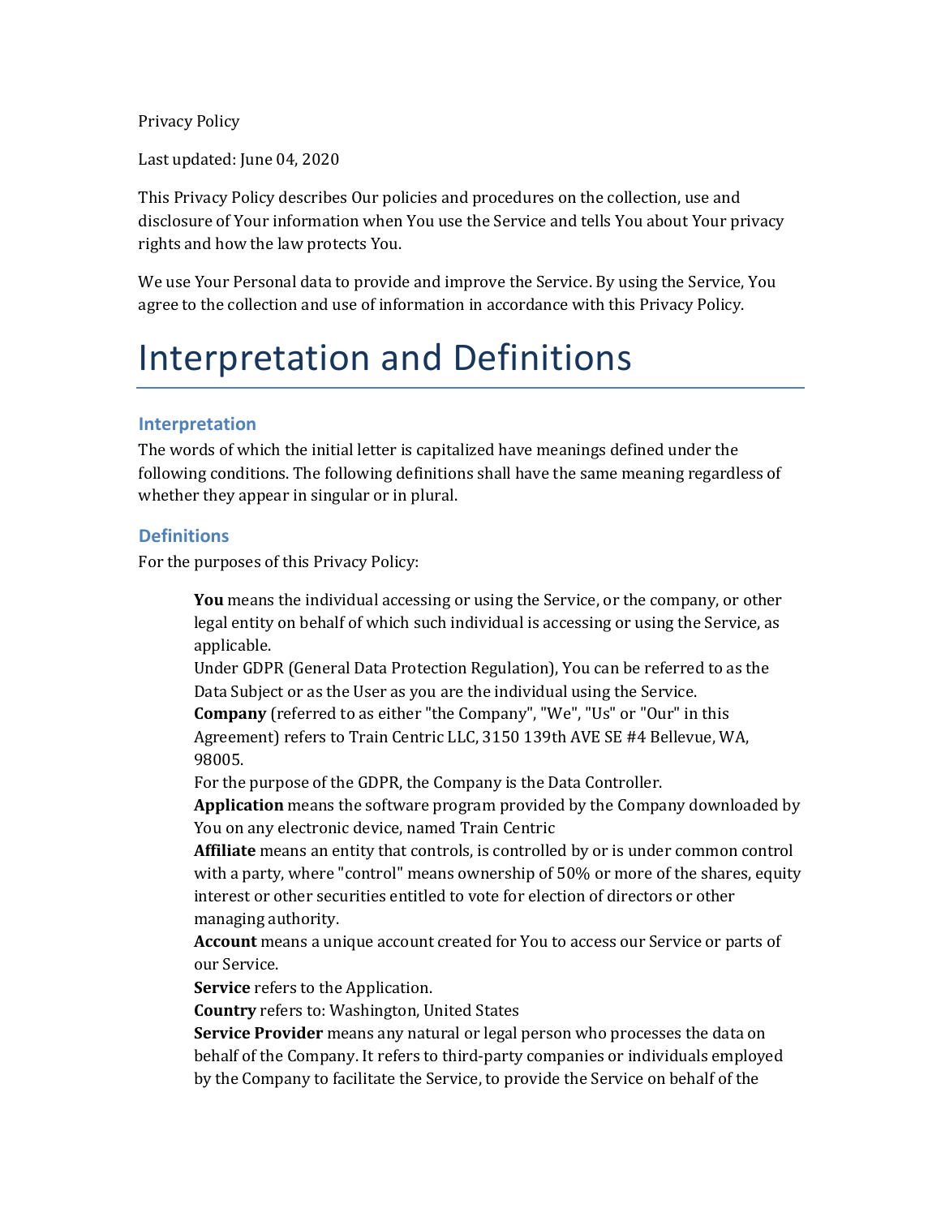Privacy Policy

Last updated: June 04, 2020

This Privacy Policy describes Our policies and procedures on the collection, use and disclosure of Your information when You use the Service and tells You about Your privacy rights and how the law protects You.

We use Your Personal data to provide and improve the Service. By using the Service, You agree to the collection and use of information in accordance with this Privacy Policy.

# Interpretation and Definitions

## Interpretation

The words of which the initial letter is capitalized have meanings defined under the following conditions. The following definitions shall have the same meaning regardless of whether they appear in singular or in plural.

## Definitions

For the purposes of this Privacy Policy:

**You** means the individual accessing or using the Service, or the company, or other legal entity on behalf of which such individual is accessing or using the Service, as applicable.
Under GDPR (General Data Protection Regulation), You can be referred to as the Data Subject or as the User as you are the individual using the Service.

**Company** (referred to as either "the Company", "We", "Us" or "Our" in this Agreement) refers to Train Centric LLC, 3150 139th AVE SE #4 Bellevue, WA, 98005.
For the purpose of the GDPR, the Company is the Data Controller.

**Application** means the software program provided by the Company downloaded by You on any electronic device, named Train Centric

**Affiliate** means an entity that controls, is controlled by or is under common control with a party, where "control" means ownership of 50% or more of the shares, equity interest or other securities entitled to vote for election of directors or other managing authority.

**Account** means a unique account created for You to access our Service or parts of our Service.

**Service** refers to the Application.

**Country** refers to: Washington, United States

**Service Provider** means any natural or legal person who processes the data on behalf of the Company. It refers to third-party companies or individuals employed by the Company to facilitate the Service, to provide the Service on behalf of the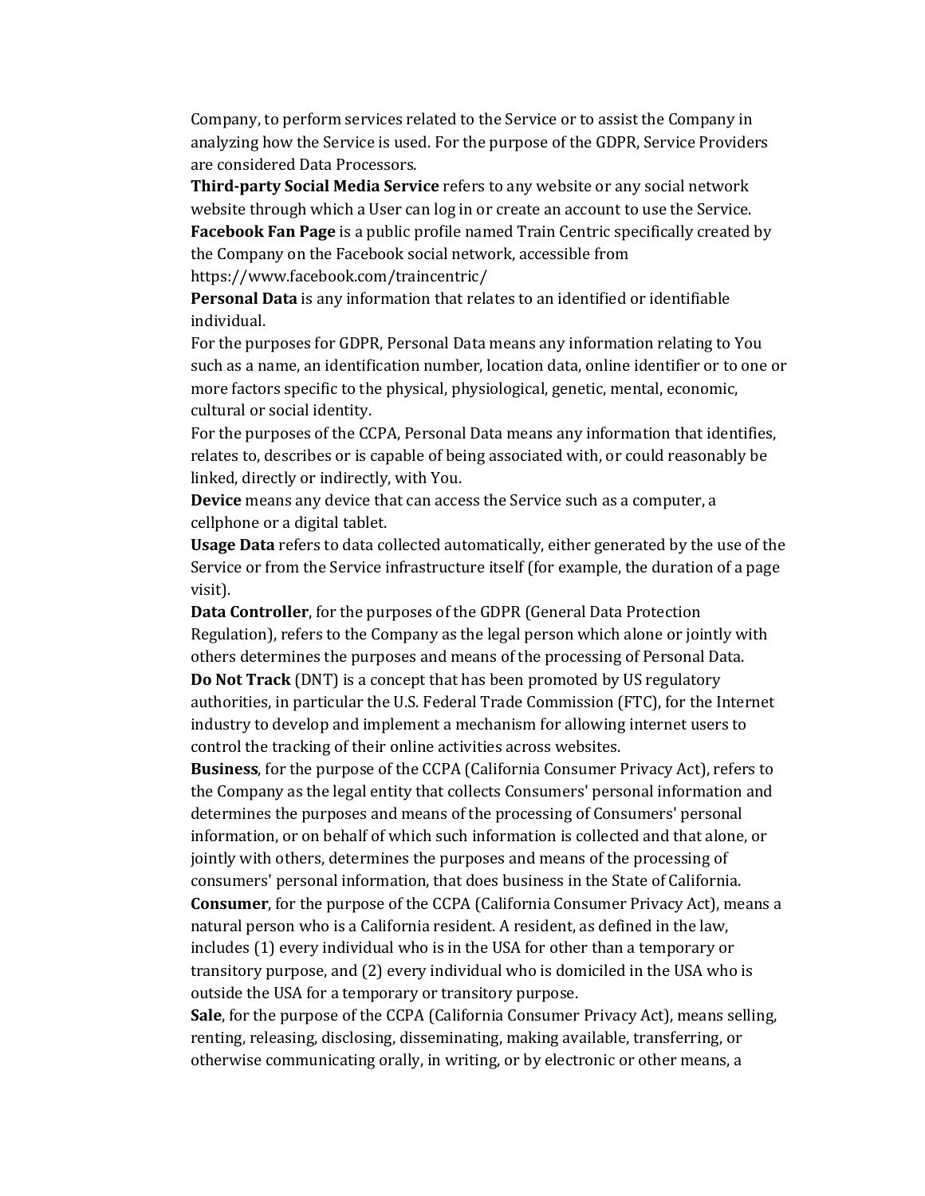Company, to perform services related to the Service or to assist the Company in analyzing how the Service is used. For the purpose of the GDPR, Service Providers are considered Data Processors.

**Third-party Social Media Service** refers to any website or any social network website through which a User can log in or create an account to use the Service.

**Facebook Fan Page** is a public profile named Train Centric specifically created by the Company on the Facebook social network, accessible from https://www.facebook.com/traincentric/

**Personal Data** is any information that relates to an identified or identifiable individual.

For the purposes for GDPR, Personal Data means any information relating to You such as a name, an identification number, location data, online identifier or to one or more factors specific to the physical, physiological, genetic, mental, economic, cultural or social identity.

For the purposes of the CCPA, Personal Data means any information that identifies, relates to, describes or is capable of being associated with, or could reasonably be linked, directly or indirectly, with You.

**Device** means any device that can access the Service such as a computer, a cellphone or a digital tablet.

**Usage Data** refers to data collected automatically, either generated by the use of the Service or from the Service infrastructure itself (for example, the duration of a page visit).

**Data Controller**, for the purposes of the GDPR (General Data Protection Regulation), refers to the Company as the legal person which alone or jointly with others determines the purposes and means of the processing of Personal Data.

**Do Not Track** (DNT) is a concept that has been promoted by US regulatory authorities, in particular the U.S. Federal Trade Commission (FTC), for the Internet industry to develop and implement a mechanism for allowing internet users to control the tracking of their online activities across websites.

**Business**, for the purpose of the CCPA (California Consumer Privacy Act), refers to the Company as the legal entity that collects Consumers' personal information and determines the purposes and means of the processing of Consumers' personal information, or on behalf of which such information is collected and that alone, or jointly with others, determines the purposes and means of the processing of consumers' personal information, that does business in the State of California.

**Consumer**, for the purpose of the CCPA (California Consumer Privacy Act), means a natural person who is a California resident. A resident, as defined in the law, includes (1) every individual who is in the USA for other than a temporary or transitory purpose, and (2) every individual who is domiciled in the USA who is outside the USA for a temporary or transitory purpose.

**Sale**, for the purpose of the CCPA (California Consumer Privacy Act), means selling, renting, releasing, disclosing, disseminating, making available, transferring, or otherwise communicating orally, in writing, or by electronic or other means, a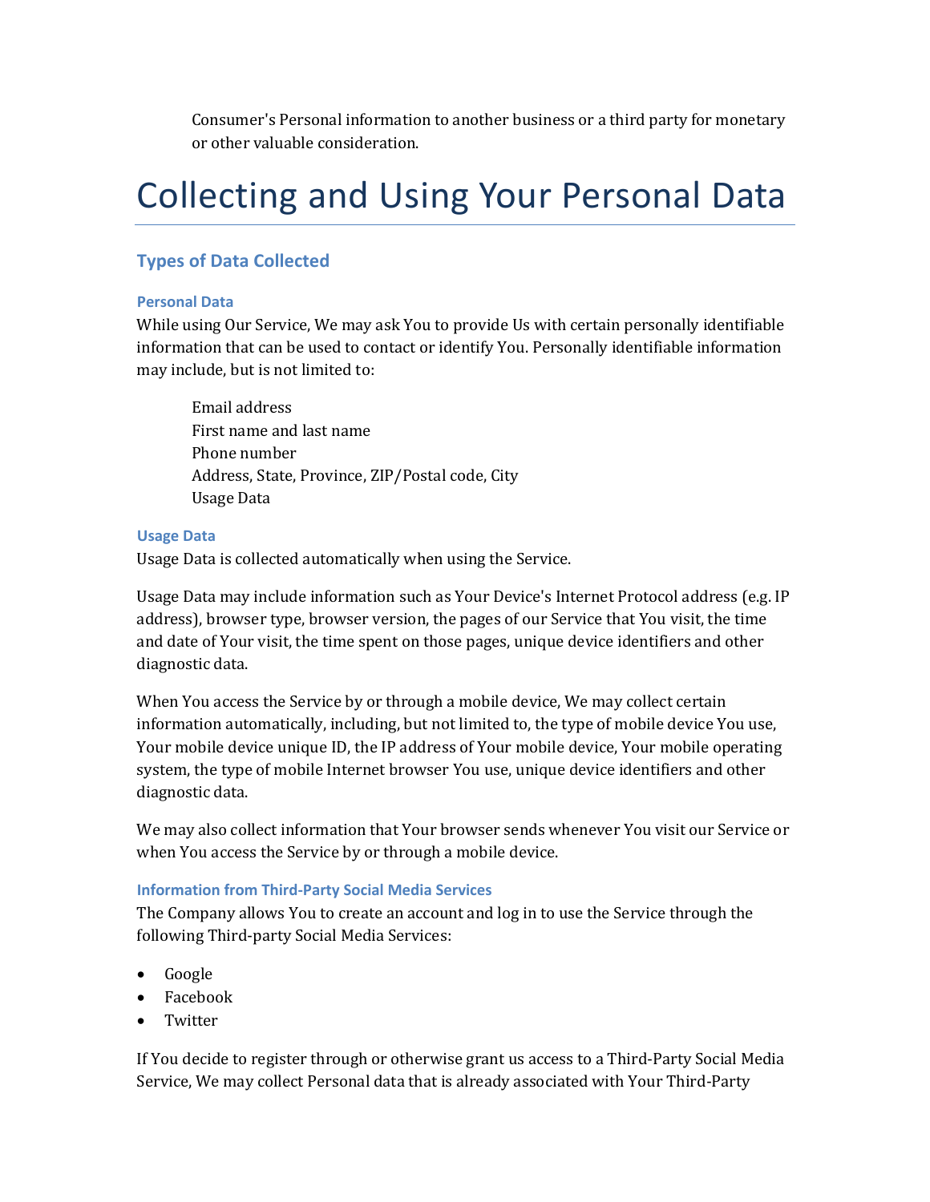Consumer's Personal information to another business or a third party for monetary or other valuable consideration.

# Collecting and Using Your Personal Data

## Types of Data Collected

### Personal Data

While using Our Service, We may ask You to provide Us with certain personally identifiable information that can be used to contact or identify You. Personally identifiable information may include, but is not limited to:

Email address
First name and last name
Phone number
Address, State, Province, ZIP/Postal code, City
Usage Data

### Usage Data

Usage Data is collected automatically when using the Service.

Usage Data may include information such as Your Device's Internet Protocol address (e.g. IP address), browser type, browser version, the pages of our Service that You visit, the time and date of Your visit, the time spent on those pages, unique device identifiers and other diagnostic data.

When You access the Service by or through a mobile device, We may collect certain information automatically, including, but not limited to, the type of mobile device You use, Your mobile device unique ID, the IP address of Your mobile device, Your mobile operating system, the type of mobile Internet browser You use, unique device identifiers and other diagnostic data.

We may also collect information that Your browser sends whenever You visit our Service or when You access the Service by or through a mobile device.

### Information from Third-Party Social Media Services

The Company allows You to create an account and log in to use the Service through the following Third-party Social Media Services:

- Google
- Facebook
- Twitter

If You decide to register through or otherwise grant us access to a Third-Party Social Media Service, We may collect Personal data that is already associated with Your Third-Party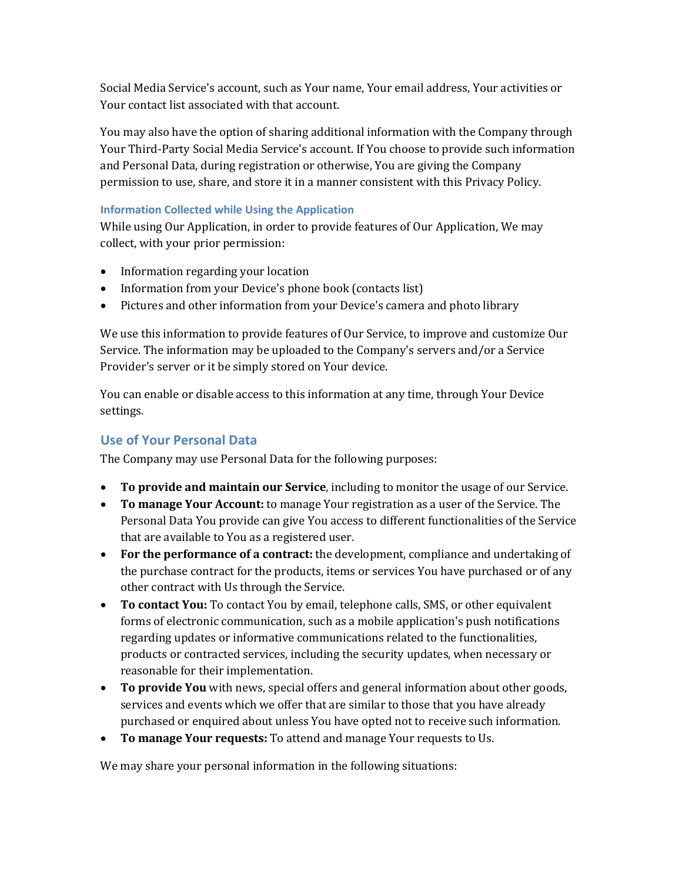Social Media Service's account, such as Your name, Your email address, Your activities or Your contact list associated with that account.

You may also have the option of sharing additional information with the Company through Your Third-Party Social Media Service's account. If You choose to provide such information and Personal Data, during registration or otherwise, You are giving the Company permission to use, share, and store it in a manner consistent with this Privacy Policy.

#### Information Collected while Using the Application

While using Our Application, in order to provide features of Our Application, We may collect, with your prior permission:

- Information regarding your location
- Information from your Device's phone book (contacts list)
- Pictures and other information from your Device's camera and photo library

We use this information to provide features of Our Service, to improve and customize Our Service. The information may be uploaded to the Company's servers and/or a Service Provider's server or it be simply stored on Your device.

You can enable or disable access to this information at any time, through Your Device settings.

### Use of Your Personal Data

The Company may use Personal Data for the following purposes:

- **To provide and maintain our Service**, including to monitor the usage of our Service.
- **To manage Your Account:** to manage Your registration as a user of the Service. The Personal Data You provide can give You access to different functionalities of the Service that are available to You as a registered user.
- **For the performance of a contract:** the development, compliance and undertaking of the purchase contract for the products, items or services You have purchased or of any other contract with Us through the Service.
- **To contact You:** To contact You by email, telephone calls, SMS, or other equivalent forms of electronic communication, such as a mobile application's push notifications regarding updates or informative communications related to the functionalities, products or contracted services, including the security updates, when necessary or reasonable for their implementation.
- **To provide You** with news, special offers and general information about other goods, services and events which we offer that are similar to those that you have already purchased or enquired about unless You have opted not to receive such information.
- **To manage Your requests:** To attend and manage Your requests to Us.

We may share your personal information in the following situations: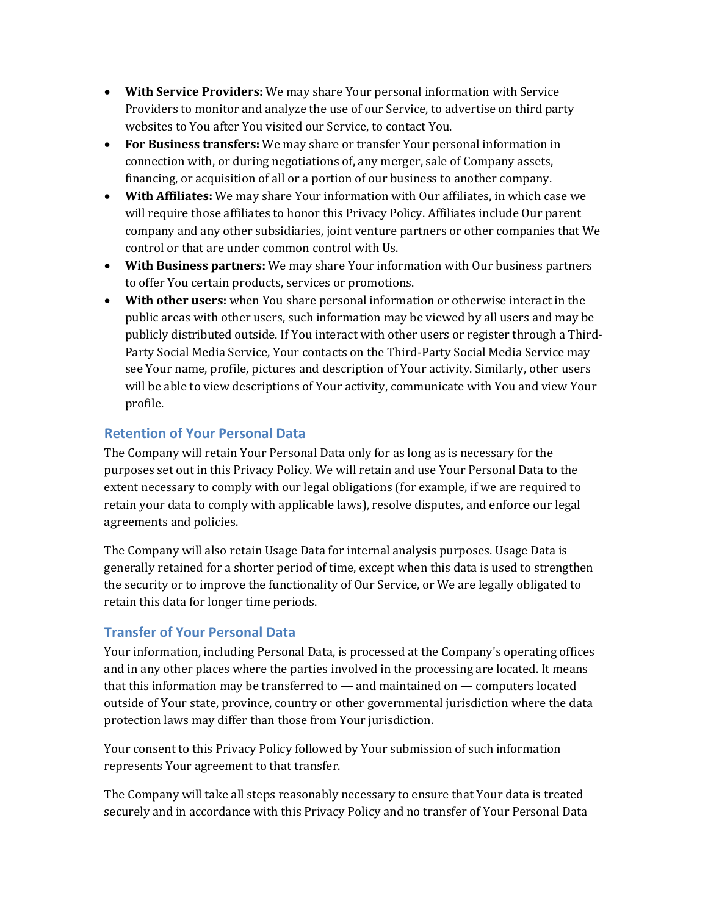- **With Service Providers:** We may share Your personal information with Service Providers to monitor and analyze the use of our Service, to advertise on third party websites to You after You visited our Service, to contact You.
- **For Business transfers:** We may share or transfer Your personal information in connection with, or during negotiations of, any merger, sale of Company assets, financing, or acquisition of all or a portion of our business to another company.
- **With Affiliates:** We may share Your information with Our affiliates, in which case we will require those affiliates to honor this Privacy Policy. Affiliates include Our parent company and any other subsidiaries, joint venture partners or other companies that We control or that are under common control with Us.
- **With Business partners:** We may share Your information with Our business partners to offer You certain products, services or promotions.
- **With other users:** when You share personal information or otherwise interact in the public areas with other users, such information may be viewed by all users and may be publicly distributed outside. If You interact with other users or register through a Third-Party Social Media Service, Your contacts on the Third-Party Social Media Service may see Your name, profile, pictures and description of Your activity. Similarly, other users will be able to view descriptions of Your activity, communicate with You and view Your profile.

### Retention of Your Personal Data

The Company will retain Your Personal Data only for as long as is necessary for the purposes set out in this Privacy Policy. We will retain and use Your Personal Data to the extent necessary to comply with our legal obligations (for example, if we are required to retain your data to comply with applicable laws), resolve disputes, and enforce our legal agreements and policies.

The Company will also retain Usage Data for internal analysis purposes. Usage Data is generally retained for a shorter period of time, except when this data is used to strengthen the security or to improve the functionality of Our Service, or We are legally obligated to retain this data for longer time periods.

### Transfer of Your Personal Data

Your information, including Personal Data, is processed at the Company's operating offices and in any other places where the parties involved in the processing are located. It means that this information may be transferred to — and maintained on — computers located outside of Your state, province, country or other governmental jurisdiction where the data protection laws may differ than those from Your jurisdiction.

Your consent to this Privacy Policy followed by Your submission of such information represents Your agreement to that transfer.

The Company will take all steps reasonably necessary to ensure that Your data is treated securely and in accordance with this Privacy Policy and no transfer of Your Personal Data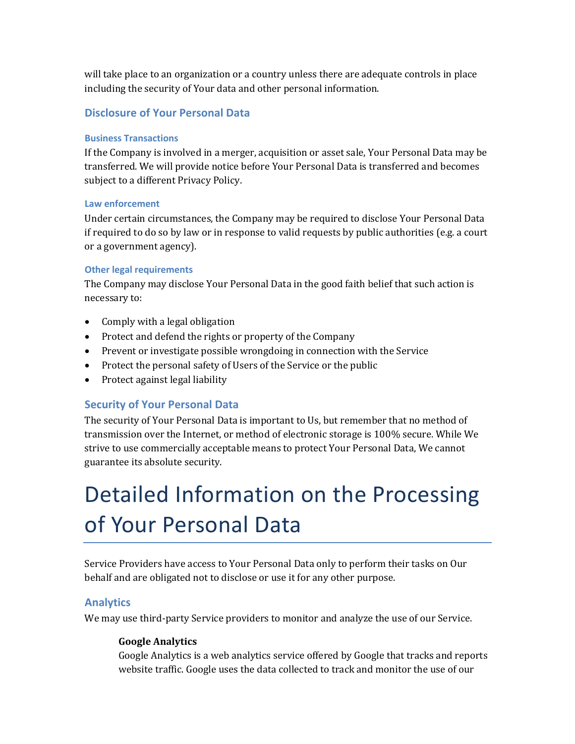will take place to an organization or a country unless there are adequate controls in place including the security of Your data and other personal information.

### Disclosure of Your Personal Data

#### Business Transactions

If the Company is involved in a merger, acquisition or asset sale, Your Personal Data may be transferred. We will provide notice before Your Personal Data is transferred and becomes subject to a different Privacy Policy.

#### Law enforcement

Under certain circumstances, the Company may be required to disclose Your Personal Data if required to do so by law or in response to valid requests by public authorities (e.g. a court or a government agency).

#### Other legal requirements

The Company may disclose Your Personal Data in the good faith belief that such action is necessary to:

- Comply with a legal obligation
- Protect and defend the rights or property of the Company
- Prevent or investigate possible wrongdoing in connection with the Service
- Protect the personal safety of Users of the Service or the public
- Protect against legal liability

### Security of Your Personal Data

The security of Your Personal Data is important to Us, but remember that no method of transmission over the Internet, or method of electronic storage is 100% secure. While We strive to use commercially acceptable means to protect Your Personal Data, We cannot guarantee its absolute security.

# Detailed Information on the Processing of Your Personal Data

Service Providers have access to Your Personal Data only to perform their tasks on Our behalf and are obligated not to disclose or use it for any other purpose.

### Analytics

We may use third-party Service providers to monitor and analyze the use of our Service.

**Google Analytics**

Google Analytics is a web analytics service offered by Google that tracks and reports website traffic. Google uses the data collected to track and monitor the use of our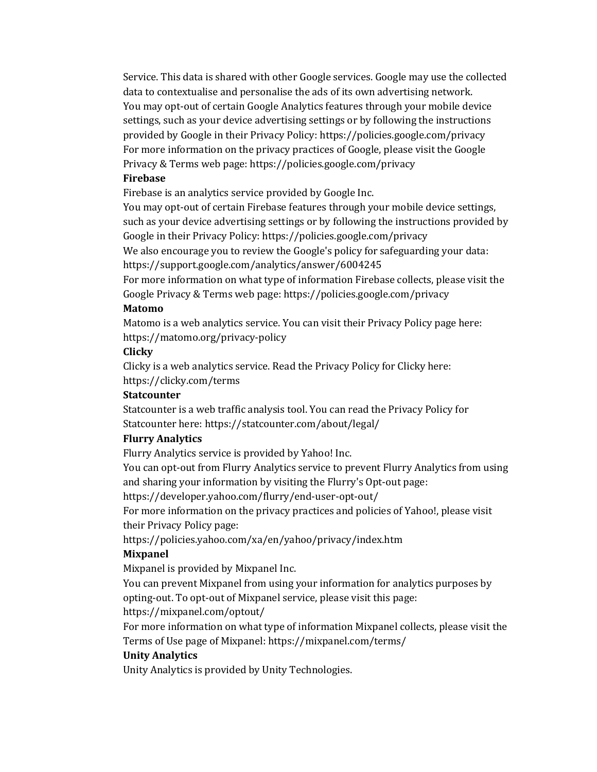Service. This data is shared with other Google services. Google may use the collected data to contextualise and personalise the ads of its own advertising network.
You may opt-out of certain Google Analytics features through your mobile device settings, such as your device advertising settings or by following the instructions provided by Google in their Privacy Policy: https://policies.google.com/privacy
For more information on the privacy practices of Google, please visit the Google Privacy & Terms web page: https://policies.google.com/privacy

**Firebase**

Firebase is an analytics service provided by Google Inc.
You may opt-out of certain Firebase features through your mobile device settings, such as your device advertising settings or by following the instructions provided by Google in their Privacy Policy: https://policies.google.com/privacy
We also encourage you to review the Google's policy for safeguarding your data: https://support.google.com/analytics/answer/6004245
For more information on what type of information Firebase collects, please visit the Google Privacy & Terms web page: https://policies.google.com/privacy

**Matomo**

Matomo is a web analytics service. You can visit their Privacy Policy page here: https://matomo.org/privacy-policy

**Clicky**

Clicky is a web analytics service. Read the Privacy Policy for Clicky here: https://clicky.com/terms

**Statcounter**

Statcounter is a web traffic analysis tool. You can read the Privacy Policy for Statcounter here: https://statcounter.com/about/legal/

**Flurry Analytics**

Flurry Analytics service is provided by Yahoo! Inc.
You can opt-out from Flurry Analytics service to prevent Flurry Analytics from using and sharing your information by visiting the Flurry's Opt-out page: https://developer.yahoo.com/flurry/end-user-opt-out/
For more information on the privacy practices and policies of Yahoo!, please visit their Privacy Policy page: https://policies.yahoo.com/xa/en/yahoo/privacy/index.htm

**Mixpanel**

Mixpanel is provided by Mixpanel Inc.
You can prevent Mixpanel from using your information for analytics purposes by opting-out. To opt-out of Mixpanel service, please visit this page: https://mixpanel.com/optout/
For more information on what type of information Mixpanel collects, please visit the Terms of Use page of Mixpanel: https://mixpanel.com/terms/

**Unity Analytics**

Unity Analytics is provided by Unity Technologies.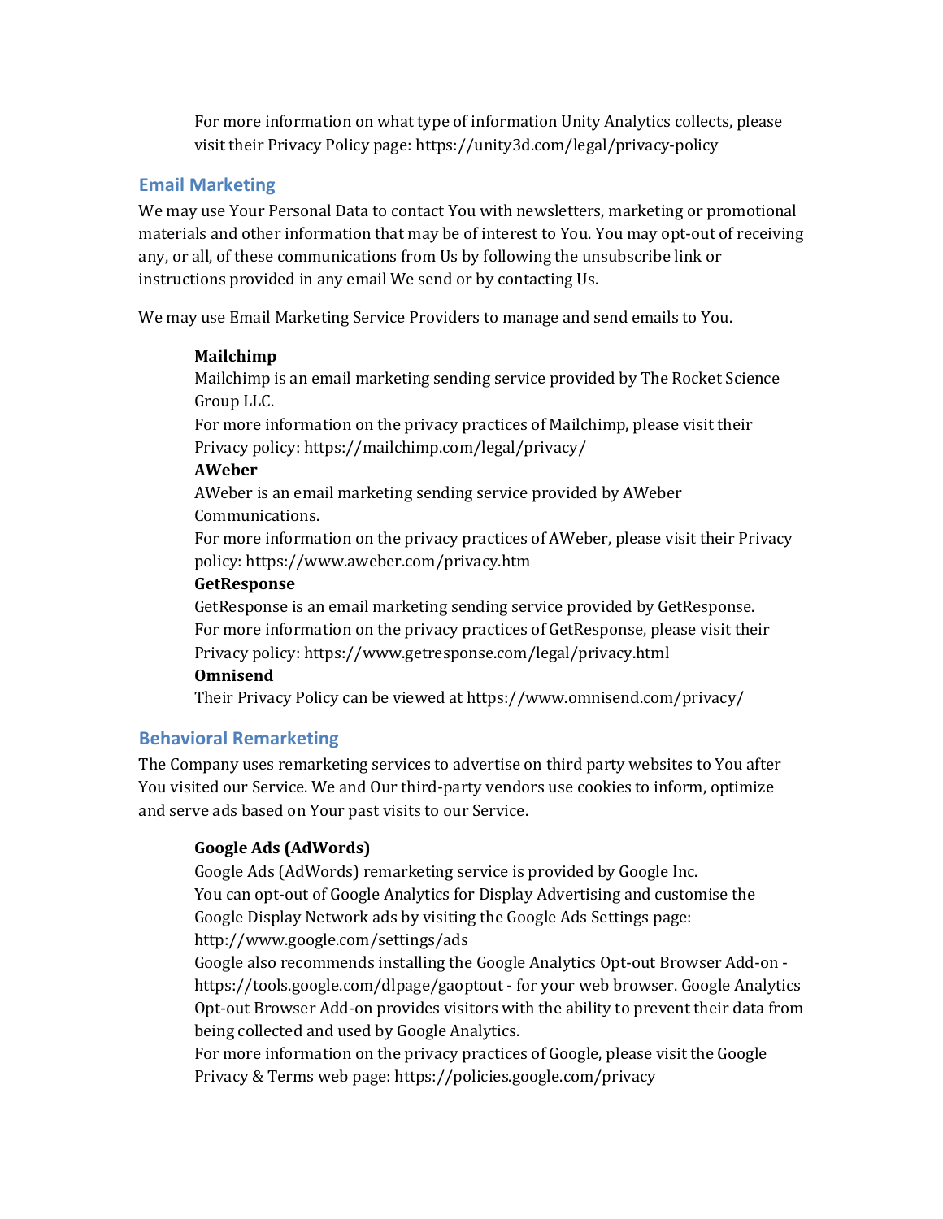For more information on what type of information Unity Analytics collects, please visit their Privacy Policy page: https://unity3d.com/legal/privacy-policy

### Email Marketing

We may use Your Personal Data to contact You with newsletters, marketing or promotional materials and other information that may be of interest to You. You may opt-out of receiving any, or all, of these communications from Us by following the unsubscribe link or instructions provided in any email We send or by contacting Us.

We may use Email Marketing Service Providers to manage and send emails to You.

**Mailchimp**
Mailchimp is an email marketing sending service provided by The Rocket Science Group LLC.
For more information on the privacy practices of Mailchimp, please visit their Privacy policy: https://mailchimp.com/legal/privacy/

**AWeber**
AWeber is an email marketing sending service provided by AWeber Communications.
For more information on the privacy practices of AWeber, please visit their Privacy policy: https://www.aweber.com/privacy.htm

**GetResponse**
GetResponse is an email marketing sending service provided by GetResponse.
For more information on the privacy practices of GetResponse, please visit their Privacy policy: https://www.getresponse.com/legal/privacy.html

**Omnisend**
Their Privacy Policy can be viewed at https://www.omnisend.com/privacy/

### Behavioral Remarketing

The Company uses remarketing services to advertise on third party websites to You after You visited our Service. We and Our third-party vendors use cookies to inform, optimize and serve ads based on Your past visits to our Service.

**Google Ads (AdWords)**
Google Ads (AdWords) remarketing service is provided by Google Inc.
You can opt-out of Google Analytics for Display Advertising and customise the Google Display Network ads by visiting the Google Ads Settings page: http://www.google.com/settings/ads
Google also recommends installing the Google Analytics Opt-out Browser Add-on - https://tools.google.com/dlpage/gaoptout - for your web browser. Google Analytics Opt-out Browser Add-on provides visitors with the ability to prevent their data from being collected and used by Google Analytics.
For more information on the privacy practices of Google, please visit the Google Privacy & Terms web page: https://policies.google.com/privacy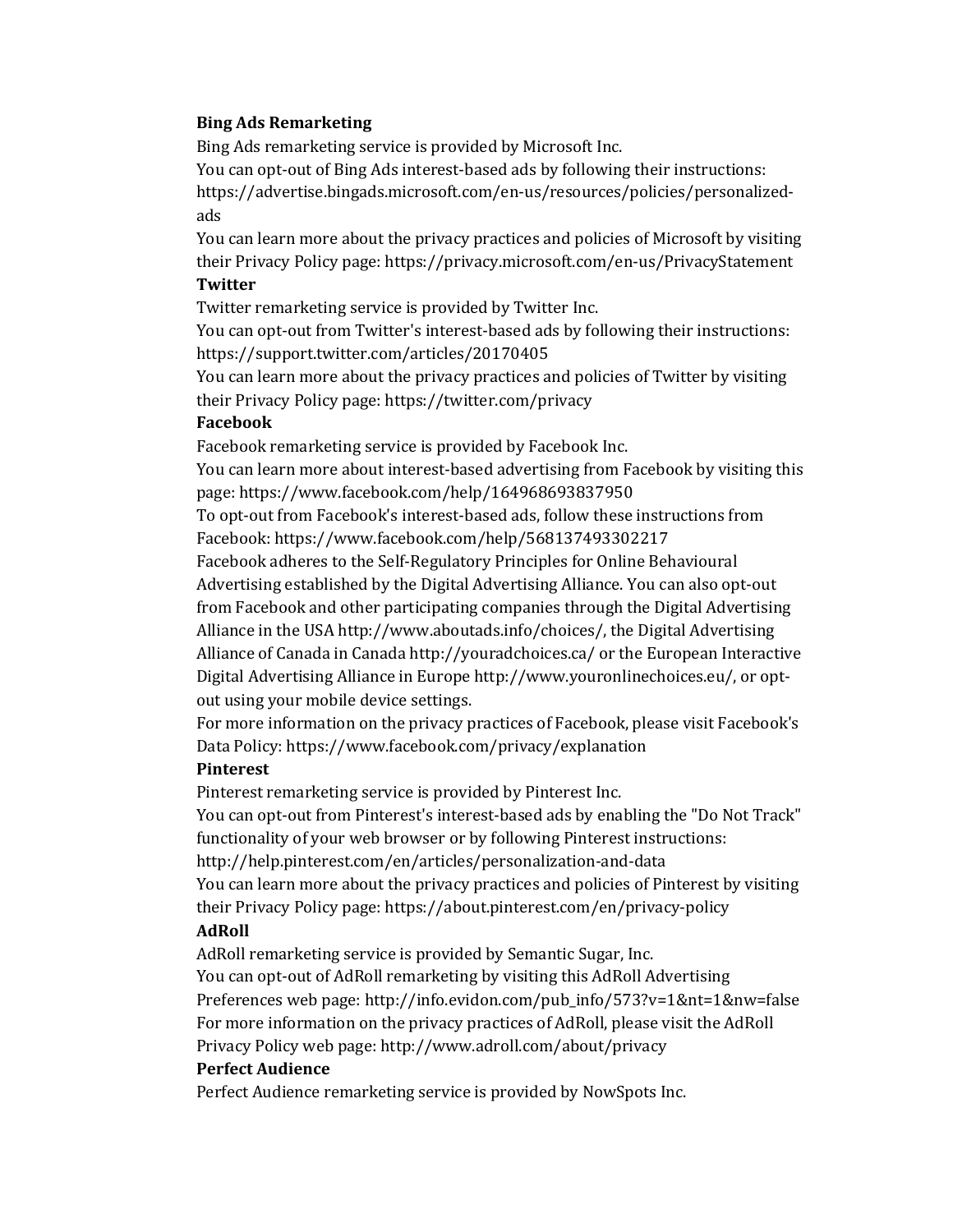**Bing Ads Remarketing**

Bing Ads remarketing service is provided by Microsoft Inc.

You can opt-out of Bing Ads interest-based ads by following their instructions: https://advertise.bingads.microsoft.com/en-us/resources/policies/personalized-ads

You can learn more about the privacy practices and policies of Microsoft by visiting their Privacy Policy page: https://privacy.microsoft.com/en-us/PrivacyStatement

**Twitter**

Twitter remarketing service is provided by Twitter Inc.

You can opt-out from Twitter's interest-based ads by following their instructions: https://support.twitter.com/articles/20170405

You can learn more about the privacy practices and policies of Twitter by visiting their Privacy Policy page: https://twitter.com/privacy

**Facebook**

Facebook remarketing service is provided by Facebook Inc.

You can learn more about interest-based advertising from Facebook by visiting this page: https://www.facebook.com/help/164968693837950

To opt-out from Facebook's interest-based ads, follow these instructions from Facebook: https://www.facebook.com/help/568137493302217

Facebook adheres to the Self-Regulatory Principles for Online Behavioural Advertising established by the Digital Advertising Alliance. You can also opt-out from Facebook and other participating companies through the Digital Advertising Alliance in the USA http://www.aboutads.info/choices/, the Digital Advertising Alliance of Canada in Canada http://youradchoices.ca/ or the European Interactive Digital Advertising Alliance in Europe http://www.youronlinechoices.eu/, or opt-out using your mobile device settings.

For more information on the privacy practices of Facebook, please visit Facebook's Data Policy: https://www.facebook.com/privacy/explanation

**Pinterest**

Pinterest remarketing service is provided by Pinterest Inc.

You can opt-out from Pinterest's interest-based ads by enabling the "Do Not Track" functionality of your web browser or by following Pinterest instructions: http://help.pinterest.com/en/articles/personalization-and-data

You can learn more about the privacy practices and policies of Pinterest by visiting their Privacy Policy page: https://about.pinterest.com/en/privacy-policy

**AdRoll**

AdRoll remarketing service is provided by Semantic Sugar, Inc.

You can opt-out of AdRoll remarketing by visiting this AdRoll Advertising Preferences web page: http://info.evidon.com/pub_info/573?v=1&nt=1&nw=false

For more information on the privacy practices of AdRoll, please visit the AdRoll Privacy Policy web page: http://www.adroll.com/about/privacy

**Perfect Audience**

Perfect Audience remarketing service is provided by NowSpots Inc.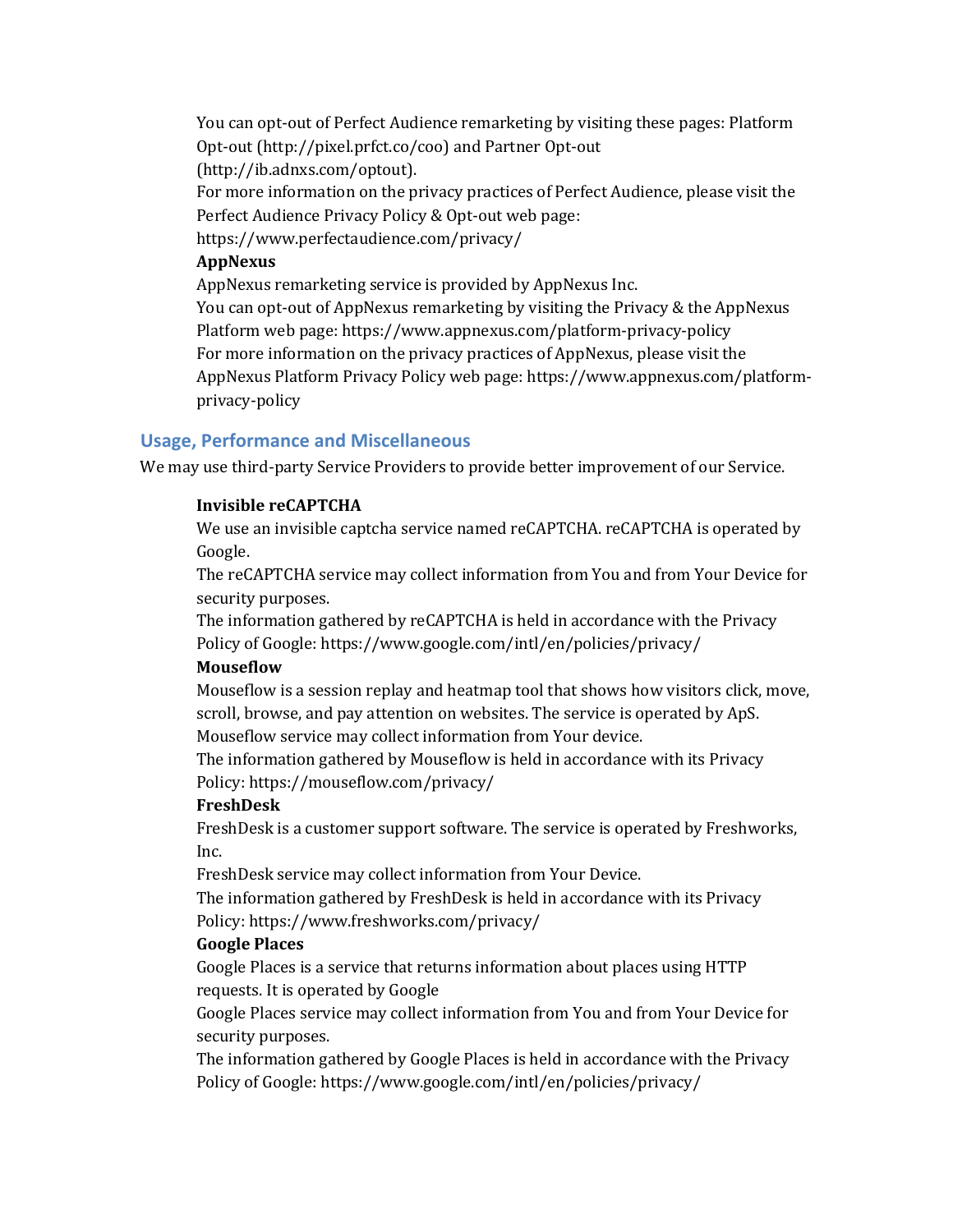You can opt-out of Perfect Audience remarketing by visiting these pages: Platform Opt-out (http://pixel.prfct.co/coo) and Partner Opt-out (http://ib.adnxs.com/optout).
For more information on the privacy practices of Perfect Audience, please visit the Perfect Audience Privacy Policy & Opt-out web page: https://www.perfectaudience.com/privacy/

**AppNexus**
AppNexus remarketing service is provided by AppNexus Inc.
You can opt-out of AppNexus remarketing by visiting the Privacy & the AppNexus Platform web page: https://www.appnexus.com/platform-privacy-policy
For more information on the privacy practices of AppNexus, please visit the AppNexus Platform Privacy Policy web page: https://www.appnexus.com/platform-privacy-policy

## Usage, Performance and Miscellaneous

We may use third-party Service Providers to provide better improvement of our Service.

**Invisible reCAPTCHA**
We use an invisible captcha service named reCAPTCHA. reCAPTCHA is operated by Google.
The reCAPTCHA service may collect information from You and from Your Device for security purposes.
The information gathered by reCAPTCHA is held in accordance with the Privacy Policy of Google: https://www.google.com/intl/en/policies/privacy/

**Mouseflow**
Mouseflow is a session replay and heatmap tool that shows how visitors click, move, scroll, browse, and pay attention on websites. The service is operated by ApS.
Mouseflow service may collect information from Your device.
The information gathered by Mouseflow is held in accordance with its Privacy Policy: https://mouseflow.com/privacy/

**FreshDesk**
FreshDesk is a customer support software. The service is operated by Freshworks, Inc.
FreshDesk service may collect information from Your Device.
The information gathered by FreshDesk is held in accordance with its Privacy Policy: https://www.freshworks.com/privacy/

**Google Places**
Google Places is a service that returns information about places using HTTP requests. It is operated by Google
Google Places service may collect information from You and from Your Device for security purposes.
The information gathered by Google Places is held in accordance with the Privacy Policy of Google: https://www.google.com/intl/en/policies/privacy/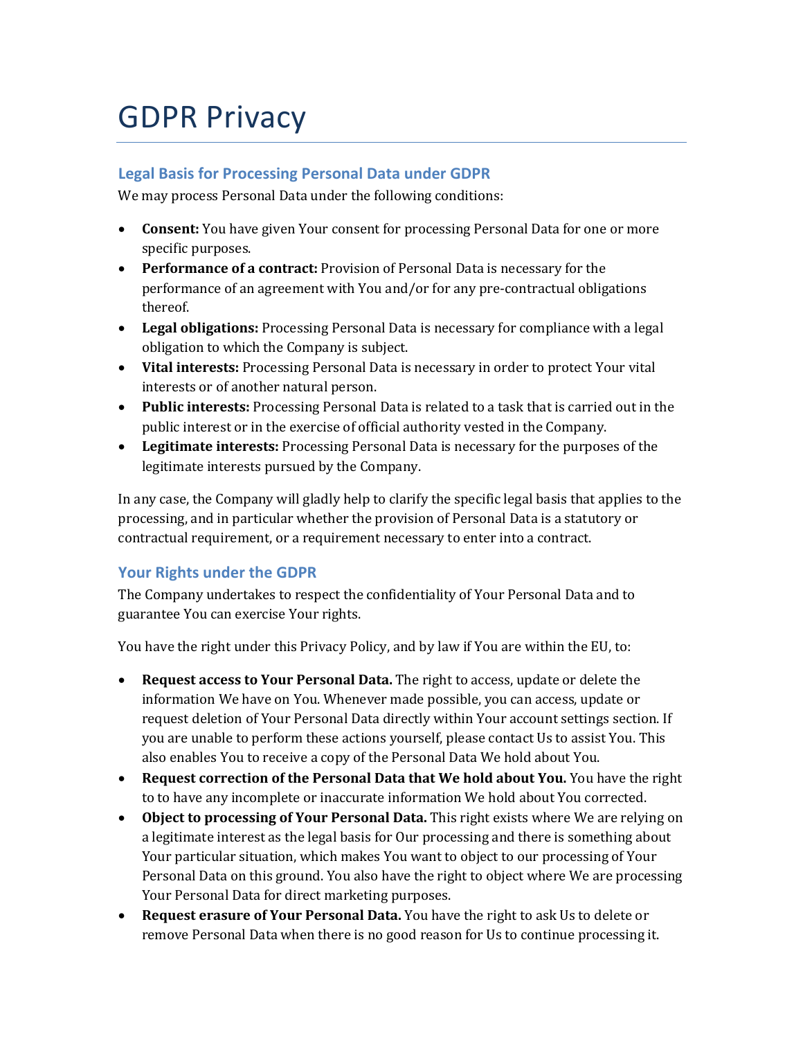# GDPR Privacy

## Legal Basis for Processing Personal Data under GDPR

We may process Personal Data under the following conditions:

- **Consent:** You have given Your consent for processing Personal Data for one or more specific purposes.
- **Performance of a contract:** Provision of Personal Data is necessary for the performance of an agreement with You and/or for any pre-contractual obligations thereof.
- **Legal obligations:** Processing Personal Data is necessary for compliance with a legal obligation to which the Company is subject.
- **Vital interests:** Processing Personal Data is necessary in order to protect Your vital interests or of another natural person.
- **Public interests:** Processing Personal Data is related to a task that is carried out in the public interest or in the exercise of official authority vested in the Company.
- **Legitimate interests:** Processing Personal Data is necessary for the purposes of the legitimate interests pursued by the Company.

In any case, the Company will gladly help to clarify the specific legal basis that applies to the processing, and in particular whether the provision of Personal Data is a statutory or contractual requirement, or a requirement necessary to enter into a contract.

## Your Rights under the GDPR

The Company undertakes to respect the confidentiality of Your Personal Data and to guarantee You can exercise Your rights.

You have the right under this Privacy Policy, and by law if You are within the EU, to:

- **Request access to Your Personal Data.** The right to access, update or delete the information We have on You. Whenever made possible, you can access, update or request deletion of Your Personal Data directly within Your account settings section. If you are unable to perform these actions yourself, please contact Us to assist You. This also enables You to receive a copy of the Personal Data We hold about You.
- **Request correction of the Personal Data that We hold about You.** You have the right to to have any incomplete or inaccurate information We hold about You corrected.
- **Object to processing of Your Personal Data.** This right exists where We are relying on a legitimate interest as the legal basis for Our processing and there is something about Your particular situation, which makes You want to object to our processing of Your Personal Data on this ground. You also have the right to object where We are processing Your Personal Data for direct marketing purposes.
- **Request erasure of Your Personal Data.** You have the right to ask Us to delete or remove Personal Data when there is no good reason for Us to continue processing it.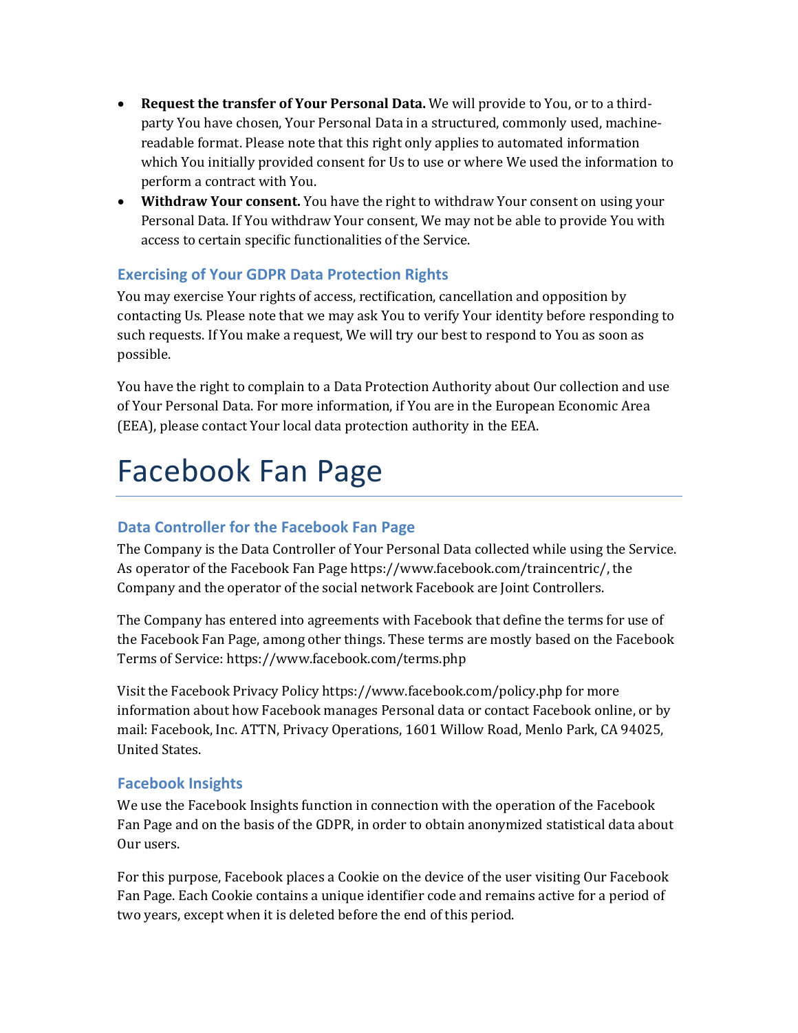- **Request the transfer of Your Personal Data.** We will provide to You, or to a third-party You have chosen, Your Personal Data in a structured, commonly used, machine-readable format. Please note that this right only applies to automated information which You initially provided consent for Us to use or where We used the information to perform a contract with You.
- **Withdraw Your consent.** You have the right to withdraw Your consent on using your Personal Data. If You withdraw Your consent, We may not be able to provide You with access to certain specific functionalities of the Service.

### Exercising of Your GDPR Data Protection Rights

You may exercise Your rights of access, rectification, cancellation and opposition by contacting Us. Please note that we may ask You to verify Your identity before responding to such requests. If You make a request, We will try our best to respond to You as soon as possible.

You have the right to complain to a Data Protection Authority about Our collection and use of Your Personal Data. For more information, if You are in the European Economic Area (EEA), please contact Your local data protection authority in the EEA.

# Facebook Fan Page

### Data Controller for the Facebook Fan Page

The Company is the Data Controller of Your Personal Data collected while using the Service. As operator of the Facebook Fan Page https://www.facebook.com/traincentric/, the Company and the operator of the social network Facebook are Joint Controllers.

The Company has entered into agreements with Facebook that define the terms for use of the Facebook Fan Page, among other things. These terms are mostly based on the Facebook Terms of Service: https://www.facebook.com/terms.php

Visit the Facebook Privacy Policy https://www.facebook.com/policy.php for more information about how Facebook manages Personal data or contact Facebook online, or by mail: Facebook, Inc. ATTN, Privacy Operations, 1601 Willow Road, Menlo Park, CA 94025, United States.

### Facebook Insights

We use the Facebook Insights function in connection with the operation of the Facebook Fan Page and on the basis of the GDPR, in order to obtain anonymized statistical data about Our users.

For this purpose, Facebook places a Cookie on the device of the user visiting Our Facebook Fan Page. Each Cookie contains a unique identifier code and remains active for a period of two years, except when it is deleted before the end of this period.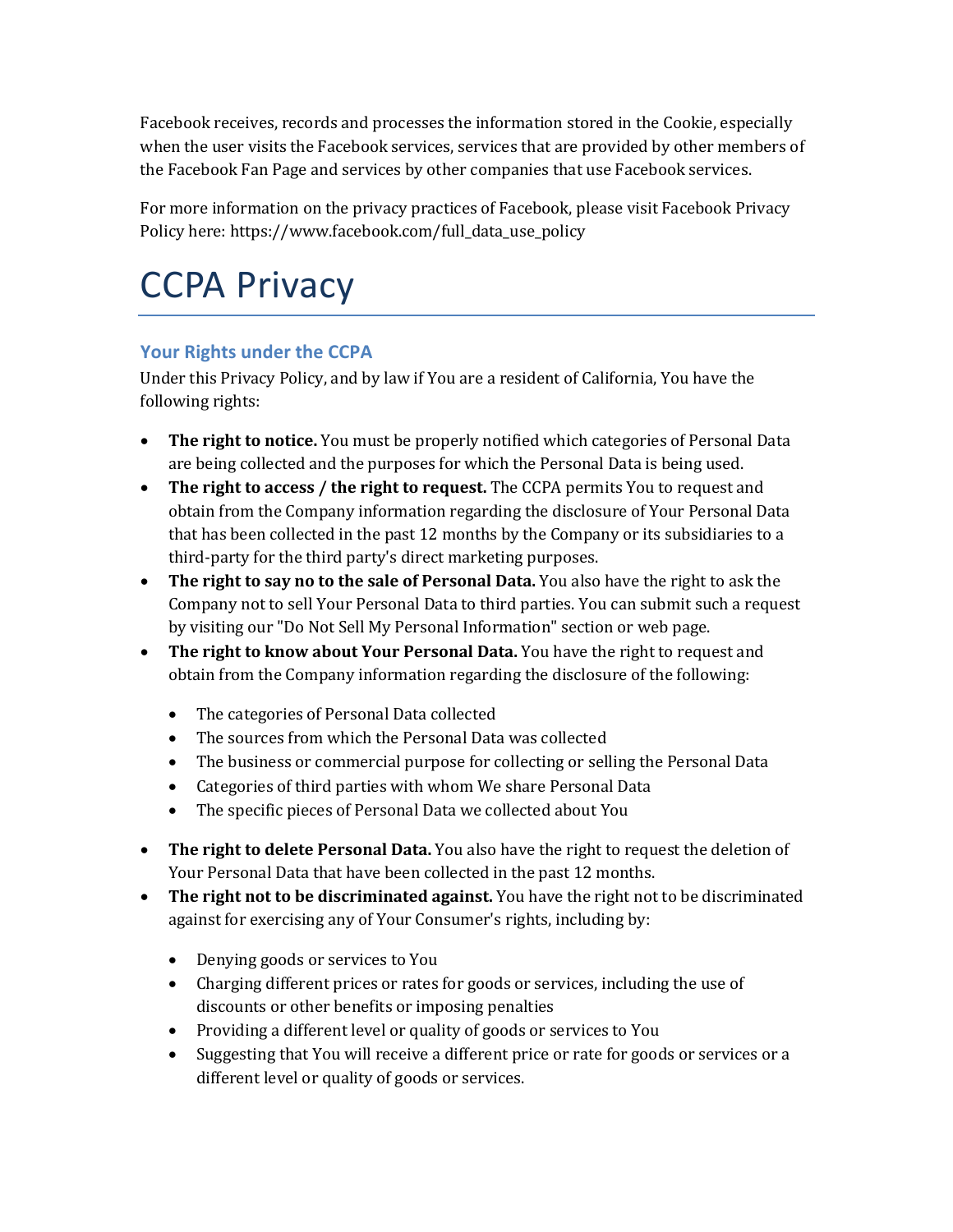Facebook receives, records and processes the information stored in the Cookie, especially when the user visits the Facebook services, services that are provided by other members of the Facebook Fan Page and services by other companies that use Facebook services.

For more information on the privacy practices of Facebook, please visit Facebook Privacy Policy here: https://www.facebook.com/full_data_use_policy

# CCPA Privacy

## Your Rights under the CCPA

Under this Privacy Policy, and by law if You are a resident of California, You have the following rights:

- **The right to notice.** You must be properly notified which categories of Personal Data are being collected and the purposes for which the Personal Data is being used.
- **The right to access / the right to request.** The CCPA permits You to request and obtain from the Company information regarding the disclosure of Your Personal Data that has been collected in the past 12 months by the Company or its subsidiaries to a third-party for the third party's direct marketing purposes.
- **The right to say no to the sale of Personal Data.** You also have the right to ask the Company not to sell Your Personal Data to third parties. You can submit such a request by visiting our "Do Not Sell My Personal Information" section or web page.
- **The right to know about Your Personal Data.** You have the right to request and obtain from the Company information regarding the disclosure of the following:
  - The categories of Personal Data collected
  - The sources from which the Personal Data was collected
  - The business or commercial purpose for collecting or selling the Personal Data
  - Categories of third parties with whom We share Personal Data
  - The specific pieces of Personal Data we collected about You
- **The right to delete Personal Data.** You also have the right to request the deletion of Your Personal Data that have been collected in the past 12 months.
- **The right not to be discriminated against.** You have the right not to be discriminated against for exercising any of Your Consumer's rights, including by:
  - Denying goods or services to You
  - Charging different prices or rates for goods or services, including the use of discounts or other benefits or imposing penalties
  - Providing a different level or quality of goods or services to You
  - Suggesting that You will receive a different price or rate for goods or services or a different level or quality of goods or services.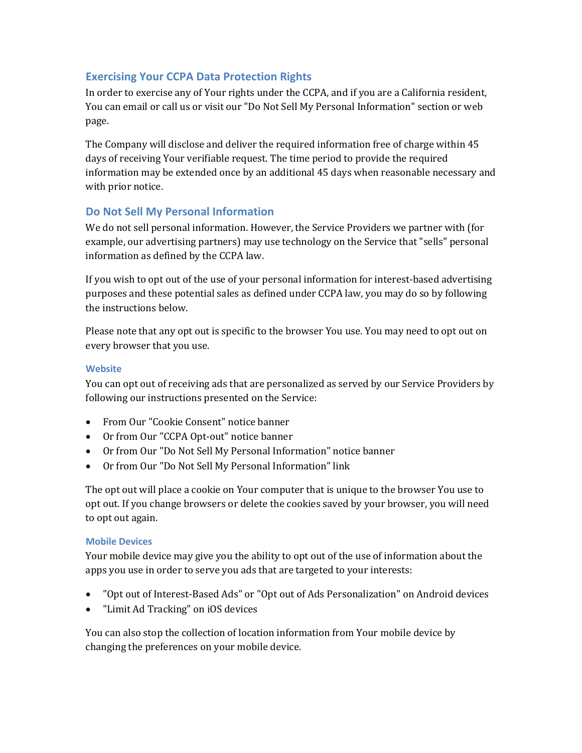## Exercising Your CCPA Data Protection Rights

In order to exercise any of Your rights under the CCPA, and if you are a California resident, You can email or call us or visit our "Do Not Sell My Personal Information" section or web page.

The Company will disclose and deliver the required information free of charge within 45 days of receiving Your verifiable request. The time period to provide the required information may be extended once by an additional 45 days when reasonable necessary and with prior notice.

## Do Not Sell My Personal Information

We do not sell personal information. However, the Service Providers we partner with (for example, our advertising partners) may use technology on the Service that "sells" personal information as defined by the CCPA law.

If you wish to opt out of the use of your personal information for interest-based advertising purposes and these potential sales as defined under CCPA law, you may do so by following the instructions below.

Please note that any opt out is specific to the browser You use. You may need to opt out on every browser that you use.

### Website

You can opt out of receiving ads that are personalized as served by our Service Providers by following our instructions presented on the Service:

- From Our "Cookie Consent" notice banner
- Or from Our "CCPA Opt-out" notice banner
- Or from Our "Do Not Sell My Personal Information" notice banner
- Or from Our "Do Not Sell My Personal Information" link

The opt out will place a cookie on Your computer that is unique to the browser You use to opt out. If you change browsers or delete the cookies saved by your browser, you will need to opt out again.

### Mobile Devices

Your mobile device may give you the ability to opt out of the use of information about the apps you use in order to serve you ads that are targeted to your interests:

- "Opt out of Interest-Based Ads" or "Opt out of Ads Personalization" on Android devices
- "Limit Ad Tracking" on iOS devices

You can also stop the collection of location information from Your mobile device by changing the preferences on your mobile device.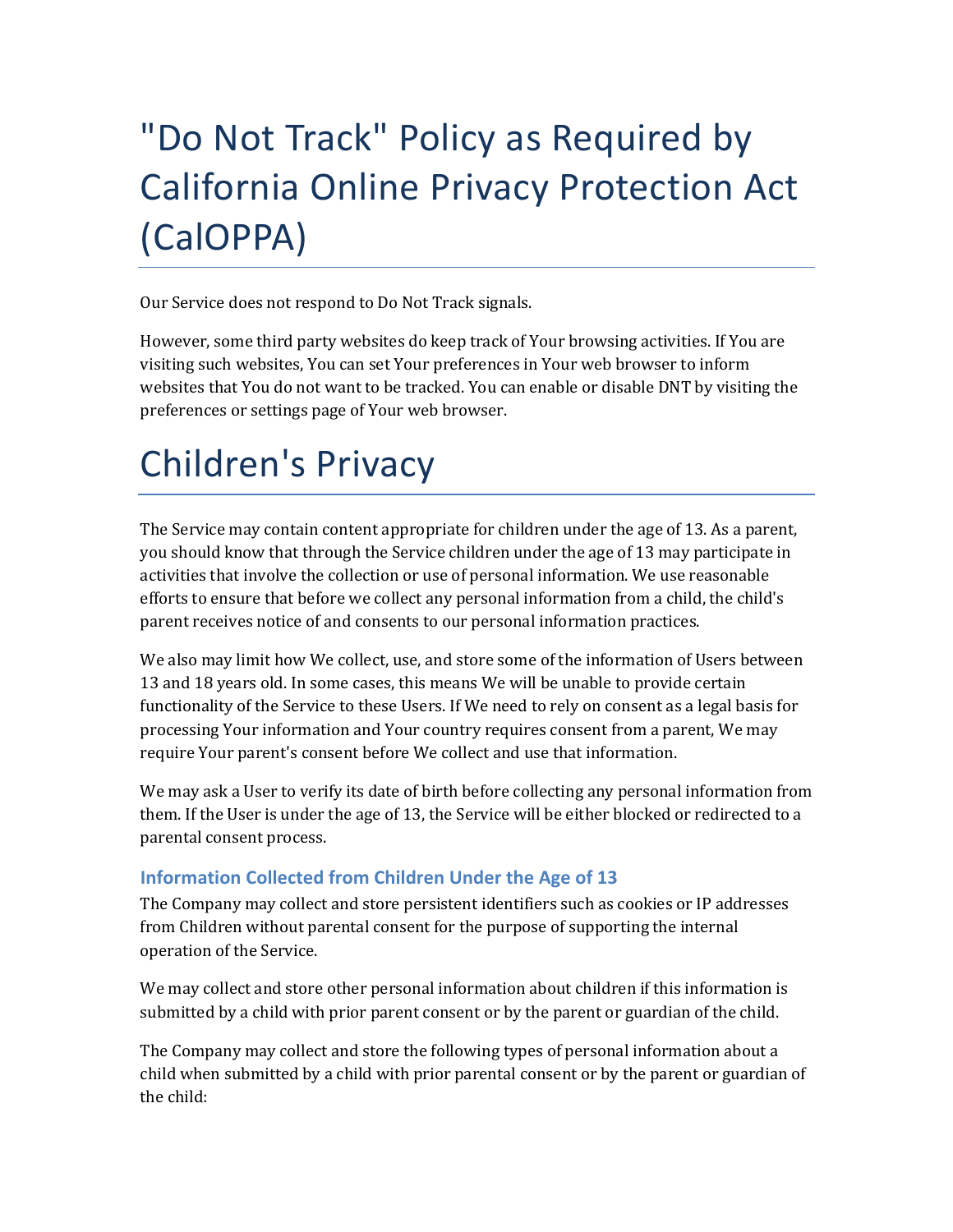# "Do Not Track" Policy as Required by California Online Privacy Protection Act (CalOPPA)

Our Service does not respond to Do Not Track signals.

However, some third party websites do keep track of Your browsing activities. If You are visiting such websites, You can set Your preferences in Your web browser to inform websites that You do not want to be tracked. You can enable or disable DNT by visiting the preferences or settings page of Your web browser.

# Children's Privacy

The Service may contain content appropriate for children under the age of 13. As a parent, you should know that through the Service children under the age of 13 may participate in activities that involve the collection or use of personal information. We use reasonable efforts to ensure that before we collect any personal information from a child, the child's parent receives notice of and consents to our personal information practices.

We also may limit how We collect, use, and store some of the information of Users between 13 and 18 years old. In some cases, this means We will be unable to provide certain functionality of the Service to these Users. If We need to rely on consent as a legal basis for processing Your information and Your country requires consent from a parent, We may require Your parent's consent before We collect and use that information.

We may ask a User to verify its date of birth before collecting any personal information from them. If the User is under the age of 13, the Service will be either blocked or redirected to a parental consent process.

### Information Collected from Children Under the Age of 13

The Company may collect and store persistent identifiers such as cookies or IP addresses from Children without parental consent for the purpose of supporting the internal operation of the Service.

We may collect and store other personal information about children if this information is submitted by a child with prior parent consent or by the parent or guardian of the child.

The Company may collect and store the following types of personal information about a child when submitted by a child with prior parental consent or by the parent or guardian of the child: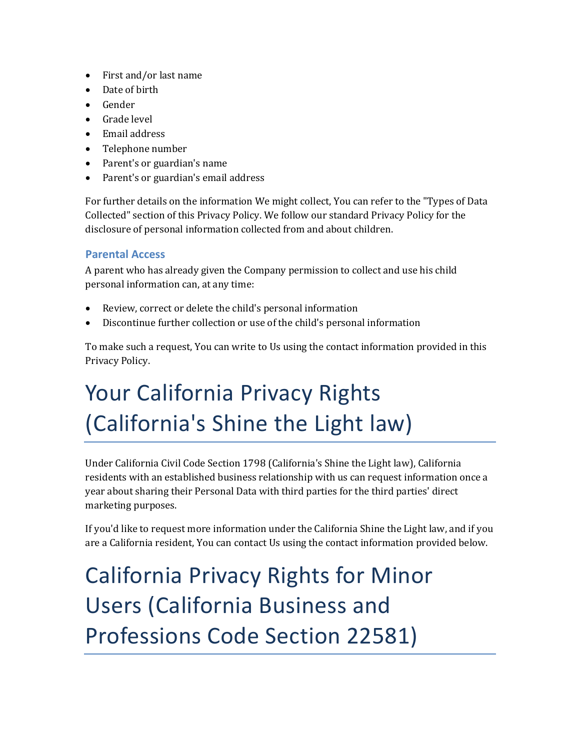- First and/or last name
- Date of birth
- Gender
- Grade level
- Email address
- Telephone number
- Parent's or guardian's name
- Parent's or guardian's email address

For further details on the information We might collect, You can refer to the "Types of Data Collected" section of this Privacy Policy. We follow our standard Privacy Policy for the disclosure of personal information collected from and about children.

### Parental Access

A parent who has already given the Company permission to collect and use his child personal information can, at any time:

- Review, correct or delete the child's personal information
- Discontinue further collection or use of the child's personal information

To make such a request, You can write to Us using the contact information provided in this Privacy Policy.

# Your California Privacy Rights (California's Shine the Light law)

Under California Civil Code Section 1798 (California's Shine the Light law), California residents with an established business relationship with us can request information once a year about sharing their Personal Data with third parties for the third parties' direct marketing purposes.

If you'd like to request more information under the California Shine the Light law, and if you are a California resident, You can contact Us using the contact information provided below.

# California Privacy Rights for Minor Users (California Business and Professions Code Section 22581)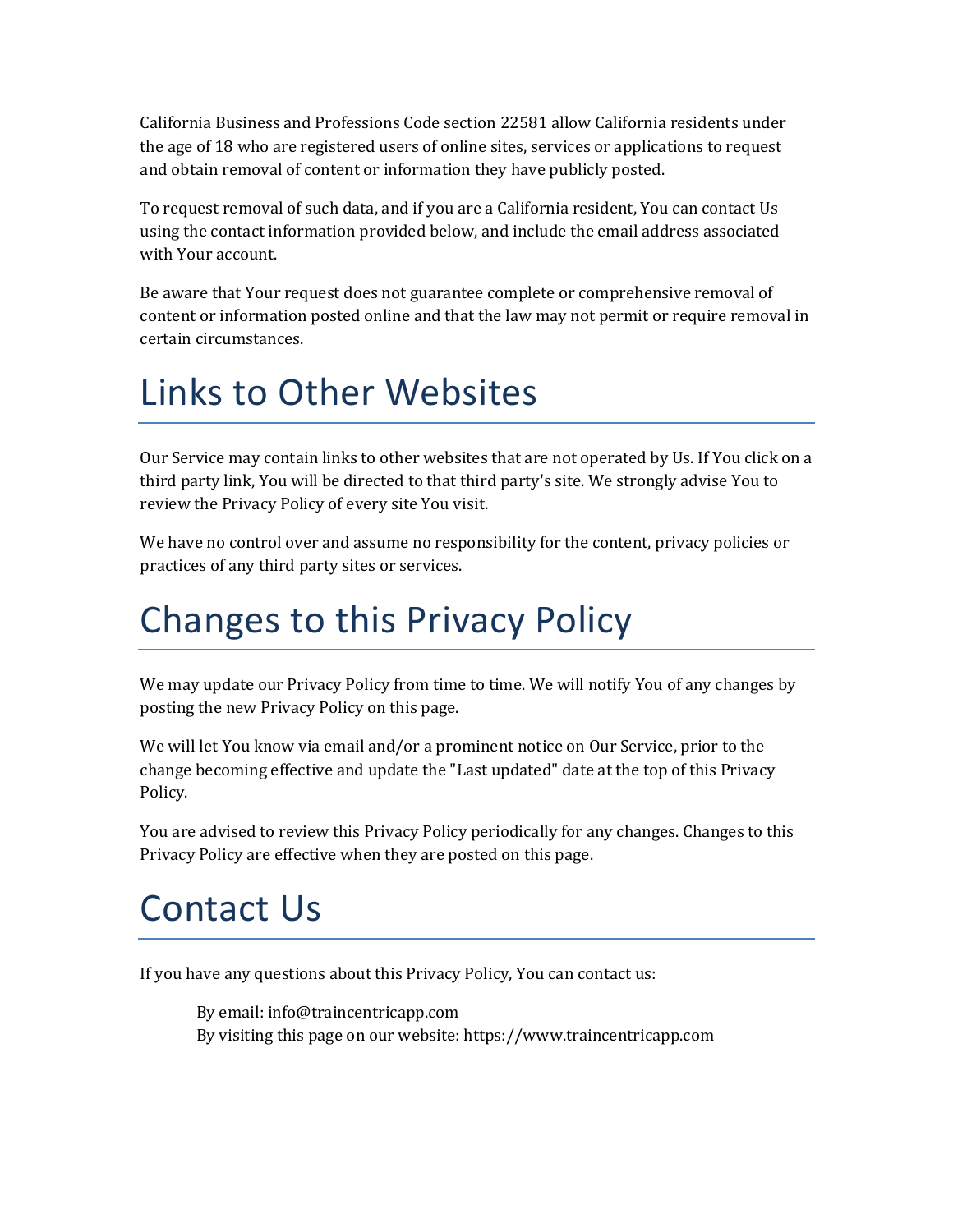California Business and Professions Code section 22581 allow California residents under the age of 18 who are registered users of online sites, services or applications to request and obtain removal of content or information they have publicly posted.

To request removal of such data, and if you are a California resident, You can contact Us using the contact information provided below, and include the email address associated with Your account.

Be aware that Your request does not guarantee complete or comprehensive removal of content or information posted online and that the law may not permit or require removal in certain circumstances.

# Links to Other Websites

Our Service may contain links to other websites that are not operated by Us. If You click on a third party link, You will be directed to that third party's site. We strongly advise You to review the Privacy Policy of every site You visit.

We have no control over and assume no responsibility for the content, privacy policies or practices of any third party sites or services.

# Changes to this Privacy Policy

We may update our Privacy Policy from time to time. We will notify You of any changes by posting the new Privacy Policy on this page.

We will let You know via email and/or a prominent notice on Our Service, prior to the change becoming effective and update the "Last updated" date at the top of this Privacy Policy.

You are advised to review this Privacy Policy periodically for any changes. Changes to this Privacy Policy are effective when they are posted on this page.

# Contact Us

If you have any questions about this Privacy Policy, You can contact us:

By email: info@traincentricapp.com
By visiting this page on our website: https://www.traincentricapp.com